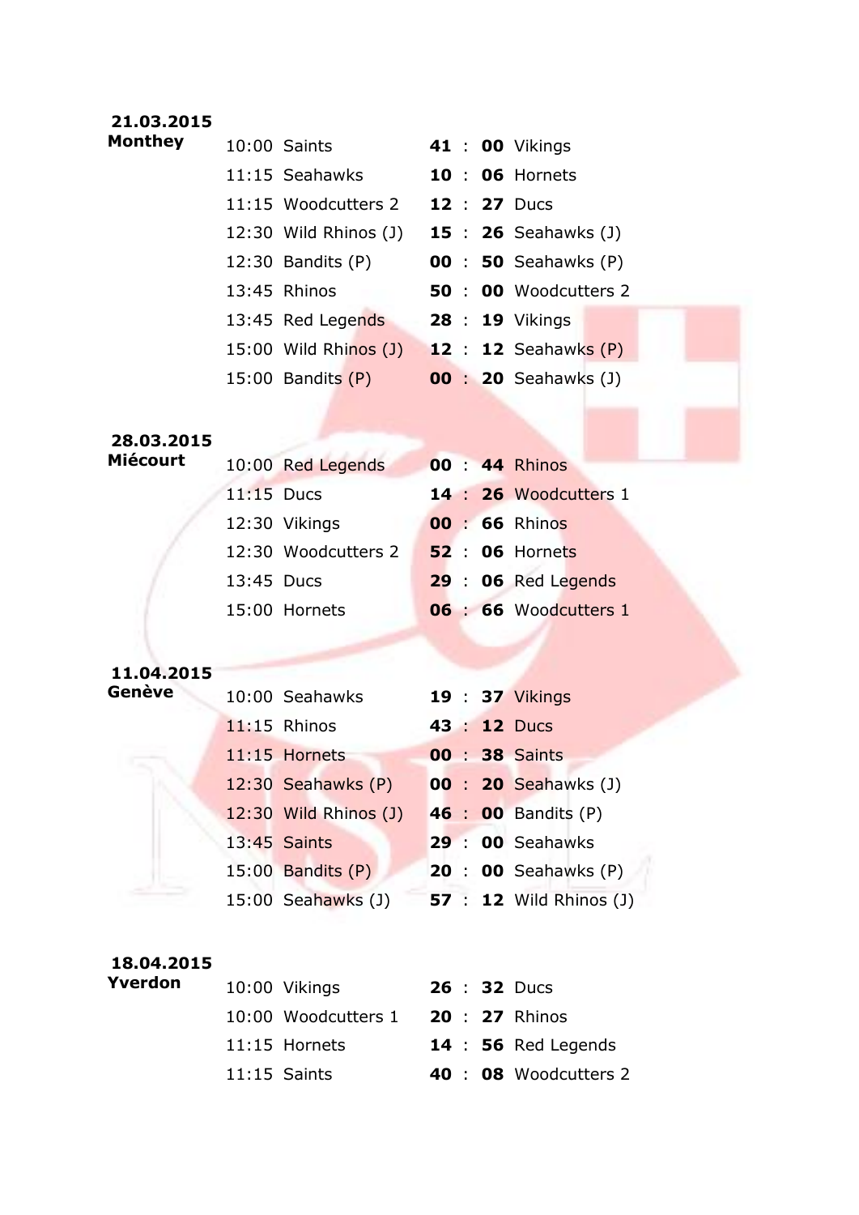**21.03.2015**
**Monthey**

| Time | Home | Score | | Away |
|---|---|---|---|---|
| 10:00 | Saints | **41** : **00** | | Vikings |
| 11:15 | Seahawks | **10** : **06** | | Hornets |
| 11:15 | Woodcutters 2 | **12** : **27** | | Ducs |
| 12:30 | Wild Rhinos (J) | **15** : **26** | | Seahawks (J) |
| 12:30 | Bandits (P) | **00** : **50** | | Seahawks (P) |
| 13:45 | Rhinos | **50** : **00** | | Woodcutters 2 |
| 13:45 | Red Legends | **28** : **19** | | Vikings |
| 15:00 | Wild Rhinos (J) | **12** : **12** | | Seahawks (P) |
| 15:00 | Bandits (P) | **00** : **20** | | Seahawks (J) |

**28.03.2015**
**Miécourt**

| Time | Home | Score | | Away |
|---|---|---|---|---|
| 10:00 | Red Legends | **00** : **44** | | Rhinos |
| 11:15 | Ducs | **14** : **26** | | Woodcutters 1 |
| 12:30 | Vikings | **00** : **66** | | Rhinos |
| 12:30 | Woodcutters 2 | **52** : **06** | | Hornets |
| 13:45 | Ducs | **29** : **06** | | Red Legends |
| 15:00 | Hornets | **06** : **66** | | Woodcutters 1 |

**11.04.2015**
**Genève**

| Time | Home | Score | | Away |
|---|---|---|---|---|
| 10:00 | Seahawks | **19** : **37** | | Vikings |
| 11:15 | Rhinos | **43** : **12** | | Ducs |
| 11:15 | Hornets | **00** : **38** | | Saints |
| 12:30 | Seahawks (P) | **00** : **20** | | Seahawks (J) |
| 12:30 | Wild Rhinos (J) | **46** : **00** | | Bandits (P) |
| 13:45 | Saints | **29** : **00** | | Seahawks |
| 15:00 | Bandits (P) | **20** : **00** | | Seahawks (P) |
| 15:00 | Seahawks (J) | **57** : **12** | | Wild Rhinos (J) |

**18.04.2015**
**Yverdon**

| Time | Home | Score | | Away |
|---|---|---|---|---|
| 10:00 | Vikings | **26** : **32** | | Ducs |
| 10:00 | Woodcutters 1 | **20** : **27** | | Rhinos |
| 11:15 | Hornets | **14** : **56** | | Red Legends |
| 11:15 | Saints | **40** : **08** | | Woodcutters 2 |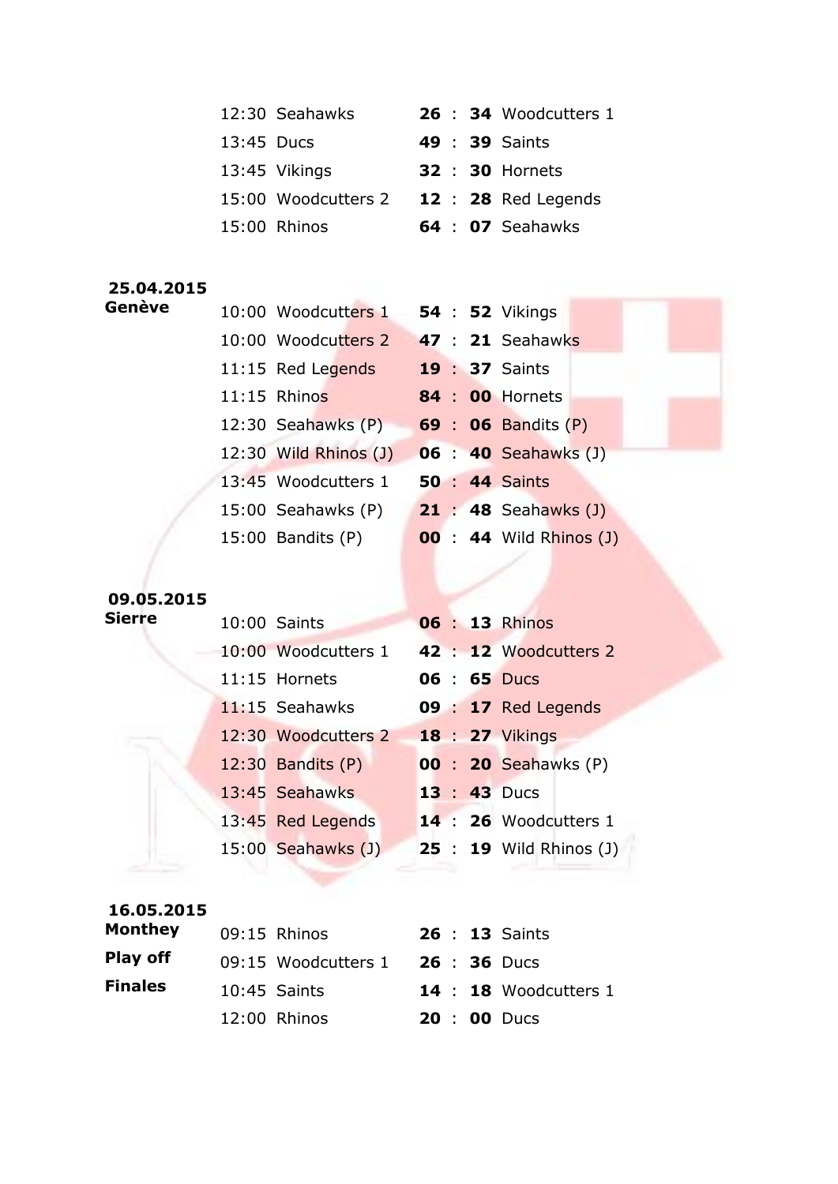| Date / Lieu | Heure | Équipe | Score | | Équipe |
|---|---|---|---|---|---|
| | 12:30 | Seahawks | **26** | **34** | Woodcutters 1 |
| | 13:45 | Ducs | **49** | **39** | Saints |
| | 13:45 | Vikings | **32** | **30** | Hornets |
| | 15:00 | Woodcutters 2 | **12** | **28** | Red Legends |
| | 15:00 | Rhinos | **64** | **07** | Seahawks |
| **25.04.2015 Genève** | 10:00 | Woodcutters 1 | **54** | **52** | Vikings |
| | 10:00 | Woodcutters 2 | **47** | **21** | Seahawks |
| | 11:15 | Red Legends | **19** | **37** | Saints |
| | 11:15 | Rhinos | **84** | **00** | Hornets |
| | 12:30 | Seahawks (P) | **69** | **06** | Bandits (P) |
| | 12:30 | Wild Rhinos (J) | **06** | **40** | Seahawks (J) |
| | 13:45 | Woodcutters 1 | **50** | **44** | Saints |
| | 15:00 | Seahawks (P) | **21** | **48** | Seahawks (J) |
| | 15:00 | Bandits (P) | **00** | **44** | Wild Rhinos (J) |
| **09.05.2015 Sierre** | 10:00 | Saints | **06** | **13** | Rhinos |
| | 10:00 | Woodcutters 1 | **42** | **12** | Woodcutters 2 |
| | 11:15 | Hornets | **06** | **65** | Ducs |
| | 11:15 | Seahawks | **09** | **17** | Red Legends |
| | 12:30 | Woodcutters 2 | **18** | **27** | Vikings |
| | 12:30 | Bandits (P) | **00** | **20** | Seahawks (P) |
| | 13:45 | Seahawks | **13** | **43** | Ducs |
| | 13:45 | Red Legends | **14** | **26** | Woodcutters 1 |
| | 15:00 | Seahawks (J) | **25** | **19** | Wild Rhinos (J) |
| **16.05.2015 Monthey Play off Finales** | 09:15 | Rhinos | **26** | **13** | Saints |
| | 09:15 | Woodcutters 1 | **26** | **36** | Ducs |
| | 10:45 | Saints | **14** | **18** | Woodcutters 1 |
| | 12:00 | Rhinos | **20** | **00** | Ducs |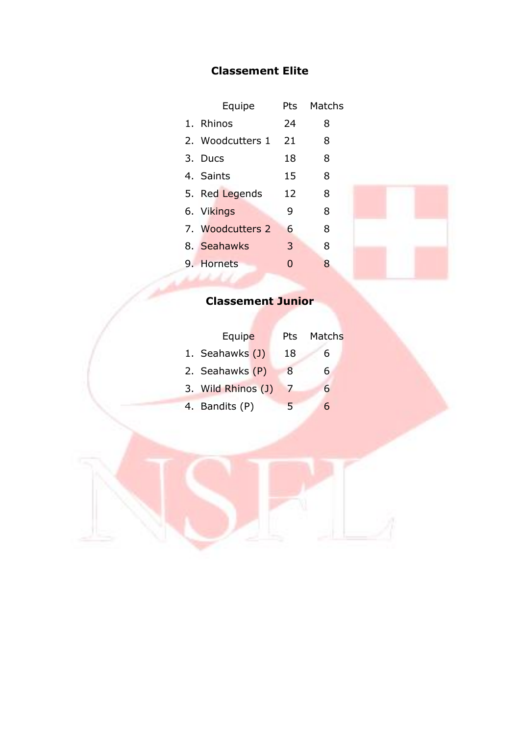## Classement Elite

| | Equipe | Pts | Matchs |
|---|---|---|---|
| 1. | Rhinos | 24 | 8 |
| 2. | Woodcutters 1 | 21 | 8 |
| 3. | Ducs | 18 | 8 |
| 4. | Saints | 15 | 8 |
| 5. | Red Legends | 12 | 8 |
| 6. | Vikings | 9 | 8 |
| 7. | Woodcutters 2 | 6 | 8 |
| 8. | Seahawks | 3 | 8 |
| 9. | Hornets | 0 | 8 |

## Classement Junior

| | Equipe | Pts | Matchs |
|---|---|---|---|
| 1. | Seahawks (J) | 18 | 6 |
| 2. | Seahawks (P) | 8 | 6 |
| 3. | Wild Rhinos (J) | 7 | 6 |
| 4. | Bandits (P) | 5 | 6 |